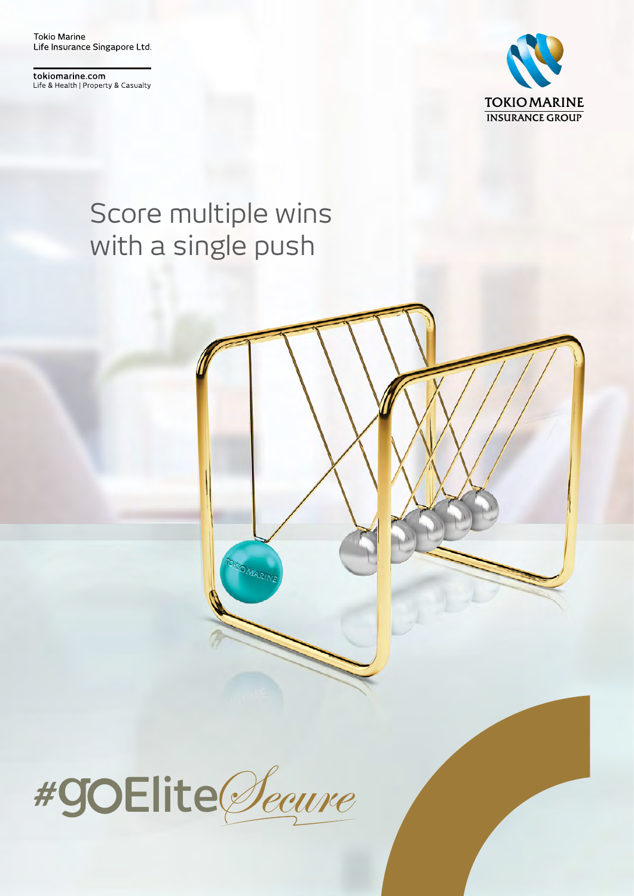Tokio Marine
Life Insurance Singapore Ltd.

tokiomarine.com
Life & Health | Property & Casualty

TOKIO MARINE
INSURANCE GROUP

# Score multiple wins with a single push

#goEliteSecure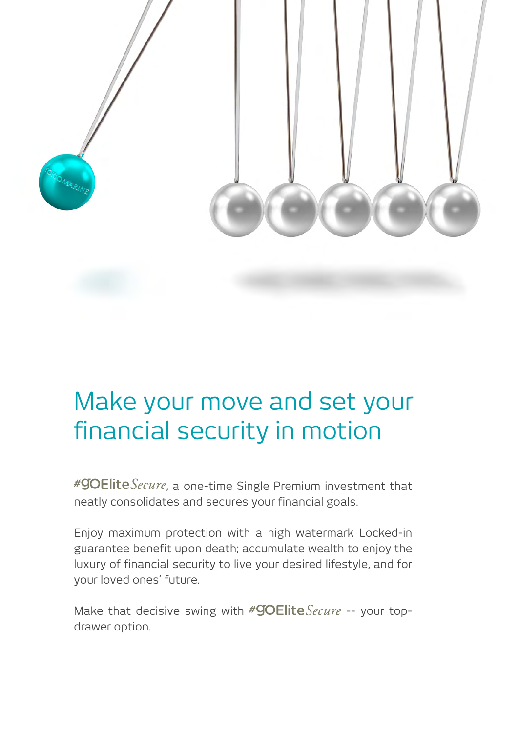# Make your move and set your financial security in motion

#goElite*Secure*, a one-time Single Premium investment that neatly consolidates and secures your financial goals.

Enjoy maximum protection with a high watermark Locked-in guarantee benefit upon death; accumulate wealth to enjoy the luxury of financial security to live your desired lifestyle, and for your loved ones' future.

Make that decisive swing with #goElite*Secure* -- your top-drawer option.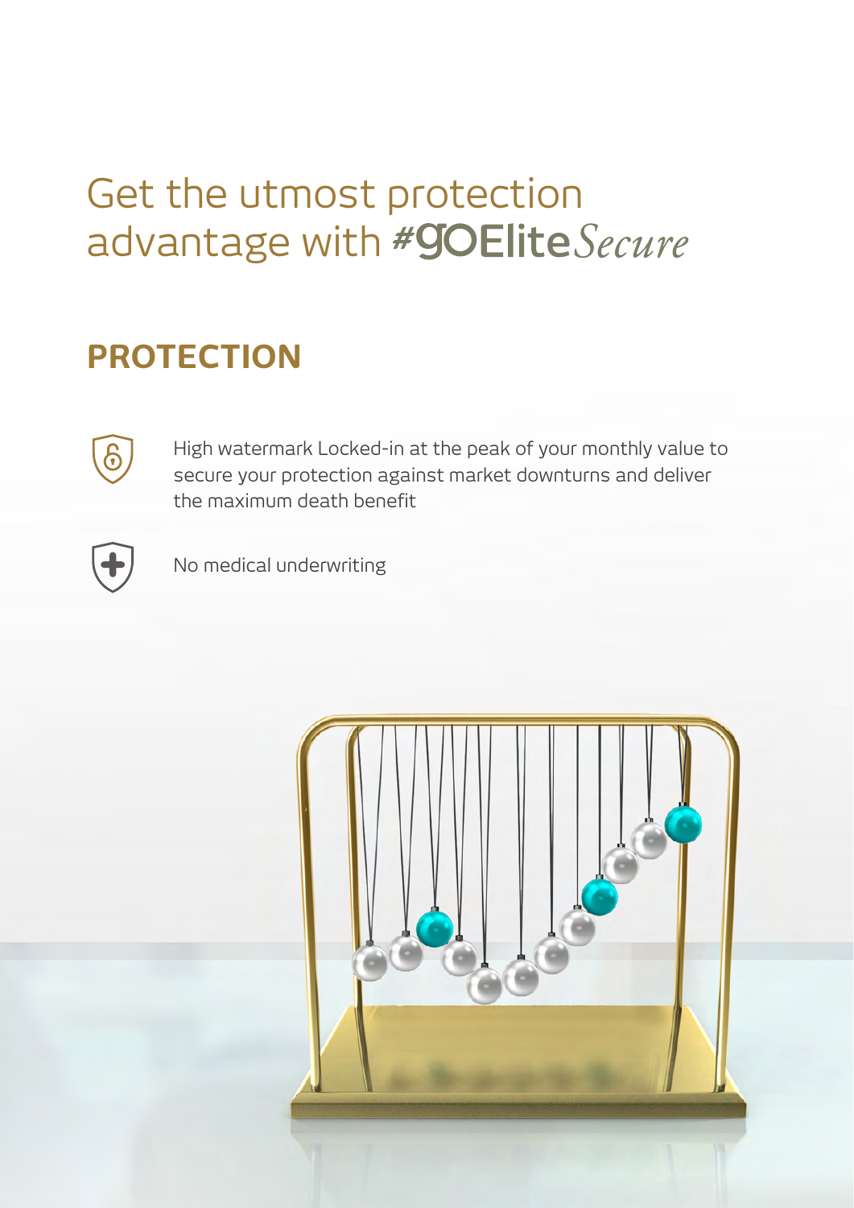# Get the utmost protection advantage with #goElite*Secure*

## PROTECTION

- High watermark Locked-in at the peak of your monthly value to secure your protection against market downturns and deliver the maximum death benefit
- No medical underwriting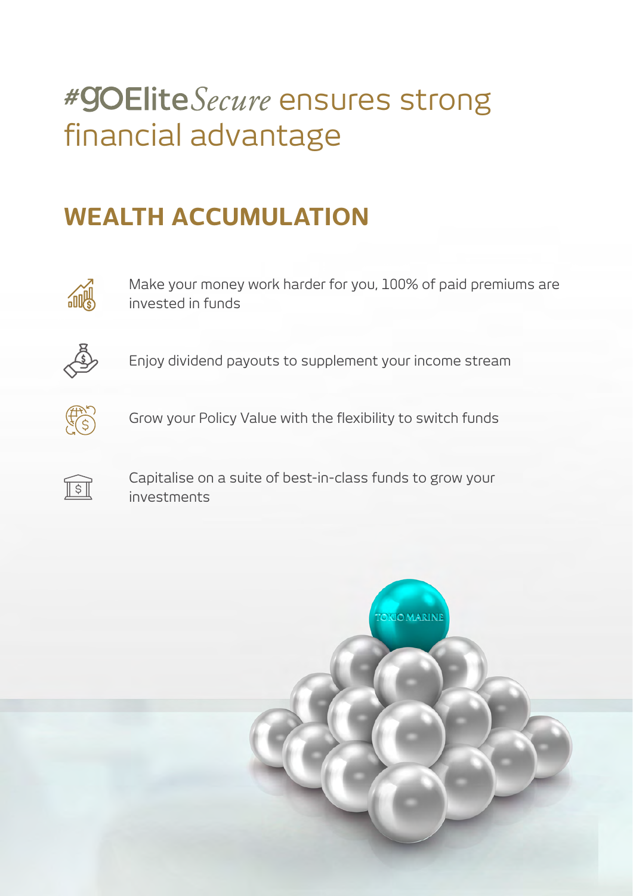# #goEliteSecure ensures strong financial advantage

## WEALTH ACCUMULATION

- Make your money work harder for you, 100% of paid premiums are invested in funds
- Enjoy dividend payouts to supplement your income stream
- Grow your Policy Value with the flexibility to switch funds
- Capitalise on a suite of best-in-class funds to grow your investments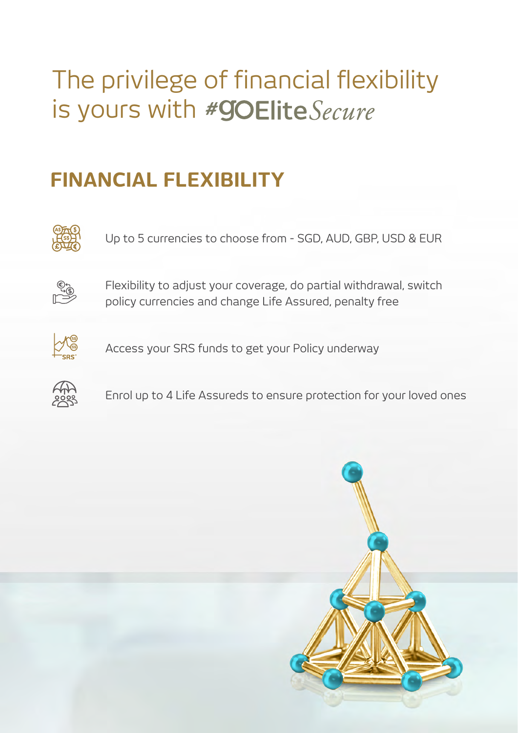# The privilege of financial flexibility is yours with #goElite*Secure*

## FINANCIAL FLEXIBILITY

- Up to 5 currencies to choose from - SGD, AUD, GBP, USD & EUR
- Flexibility to adjust your coverage, do partial withdrawal, switch policy currencies and change Life Assured, penalty free
- Access your SRS funds to get your Policy underway
- Enrol up to 4 Life Assureds to ensure protection for your loved ones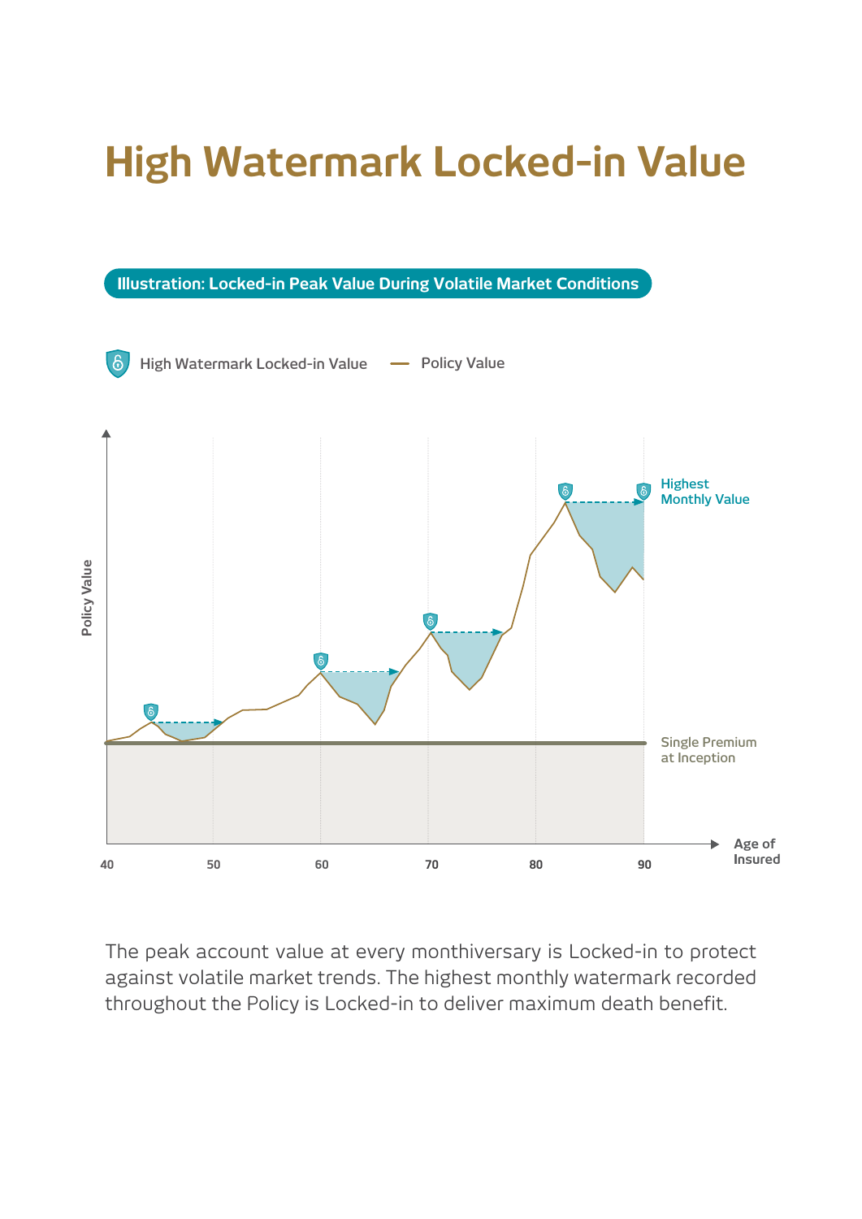# High Watermark Locked-in Value

**Illustration: Locked-in Peak Value During Volatile Market Conditions**

High Watermark Locked-in Value — Policy Value

Policy Value

Highest Monthly Value

Single Premium at Inception

40 50 60 70 80 90

Age of Insured

The peak account value at every monthiversary is Locked-in to protect against volatile market trends. The highest monthly watermark recorded throughout the Policy is Locked-in to deliver maximum death benefit.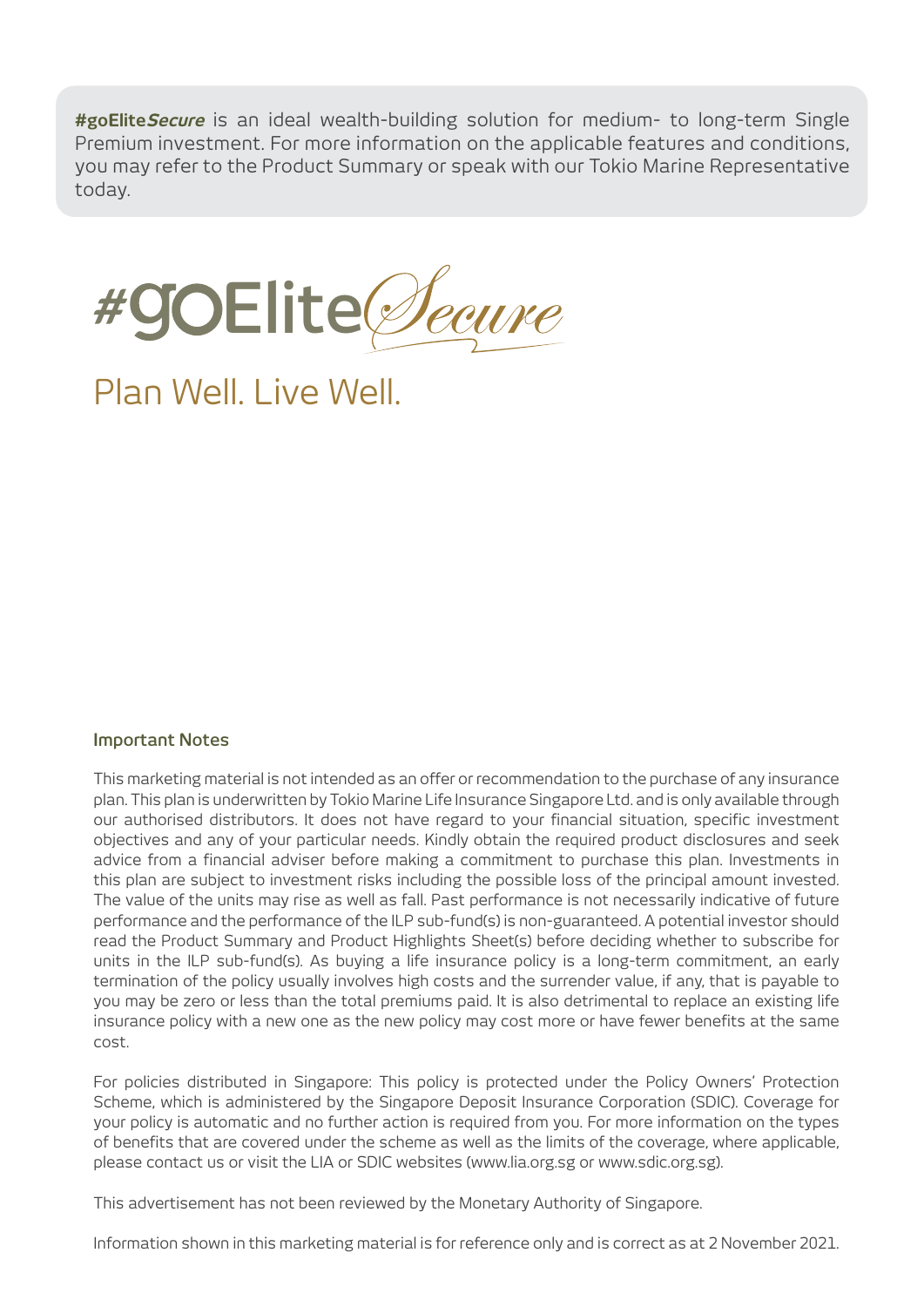**#goElite*Secure*** is an ideal wealth-building solution for medium- to long-term Single Premium investment. For more information on the applicable features and conditions, you may refer to the Product Summary or speak with our Tokio Marine Representative today.

# #goElite*Secure*

## Plan Well. Live Well.

### Important Notes

This marketing material is not intended as an offer or recommendation to the purchase of any insurance plan. This plan is underwritten by Tokio Marine Life Insurance Singapore Ltd. and is only available through our authorised distributors. It does not have regard to your financial situation, specific investment objectives and any of your particular needs. Kindly obtain the required product disclosures and seek advice from a financial adviser before making a commitment to purchase this plan. Investments in this plan are subject to investment risks including the possible loss of the principal amount invested. The value of the units may rise as well as fall. Past performance is not necessarily indicative of future performance and the performance of the ILP sub-fund(s) is non-guaranteed. A potential investor should read the Product Summary and Product Highlights Sheet(s) before deciding whether to subscribe for units in the ILP sub-fund(s). As buying a life insurance policy is a long-term commitment, an early termination of the policy usually involves high costs and the surrender value, if any, that is payable to you may be zero or less than the total premiums paid. It is also detrimental to replace an existing life insurance policy with a new one as the new policy may cost more or have fewer benefits at the same cost.

For policies distributed in Singapore: This policy is protected under the Policy Owners' Protection Scheme, which is administered by the Singapore Deposit Insurance Corporation (SDIC). Coverage for your policy is automatic and no further action is required from you. For more information on the types of benefits that are covered under the scheme as well as the limits of the coverage, where applicable, please contact us or visit the LIA or SDIC websites (www.lia.org.sg or www.sdic.org.sg).

This advertisement has not been reviewed by the Monetary Authority of Singapore.

Information shown in this marketing material is for reference only and is correct as at 2 November 2021.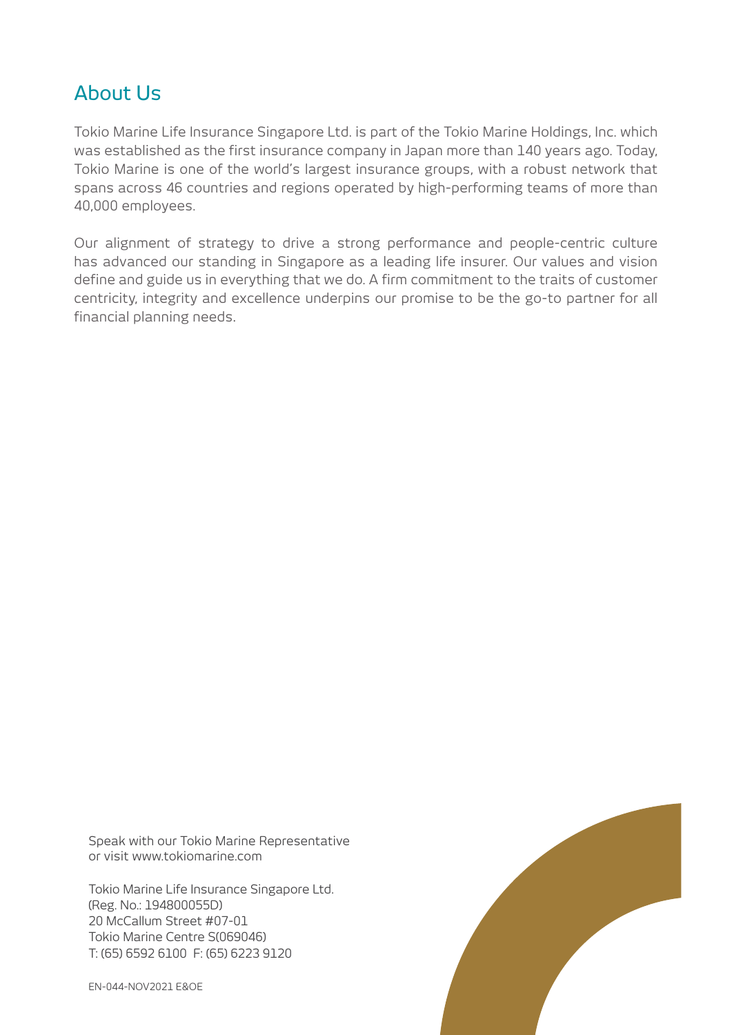## About Us

Tokio Marine Life Insurance Singapore Ltd. is part of the Tokio Marine Holdings, Inc. which was established as the first insurance company in Japan more than 140 years ago. Today, Tokio Marine is one of the world's largest insurance groups, with a robust network that spans across 46 countries and regions operated by high-performing teams of more than 40,000 employees.

Our alignment of strategy to drive a strong performance and people-centric culture has advanced our standing in Singapore as a leading life insurer. Our values and vision define and guide us in everything that we do. A firm commitment to the traits of customer centricity, integrity and excellence underpins our promise to be the go-to partner for all financial planning needs.

Speak with our Tokio Marine Representative
or visit www.tokiomarine.com

Tokio Marine Life Insurance Singapore Ltd.
(Reg. No.: 194800055D)
20 McCallum Street #07-01
Tokio Marine Centre S(069046)
T: (65) 6592 6100 F: (65) 6223 9120

EN-044-NOV2021 E&OE